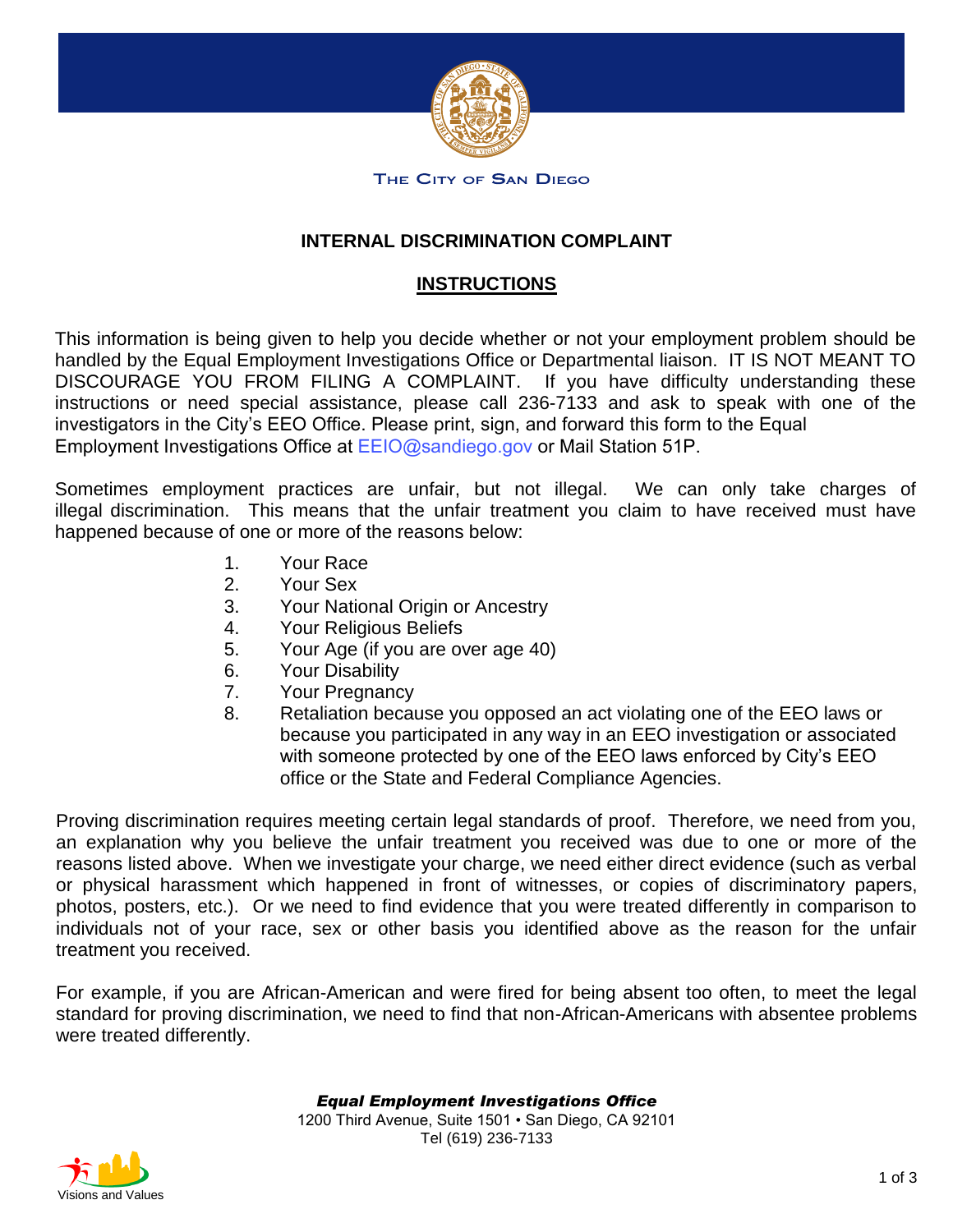THE CITY OF SAN DIEGO

## INTERNAL DISCRIMINATION COMPLAINT

### INSTRUCTIONS

This information is being given to help you decide whether or not your employment problem should be handled by the Equal Employment Investigations Office or Departmental liaison. IT IS NOT MEANT TO DISCOURAGE YOU FROM FILING A COMPLAINT. If you have difficulty understanding these instructions or need special assistance, please call 236-7133 and ask to speak with one of the investigators in the City's EEO Office. Please print, sign, and forward this form to the Equal Employment Investigations Office at EEIO@sandiego.gov or Mail Station 51P.

Sometimes employment practices are unfair, but not illegal. We can only take charges of illegal discrimination. This means that the unfair treatment you claim to have received must have happened because of one or more of the reasons below:

1. Your Race
2. Your Sex
3. Your National Origin or Ancestry
4. Your Religious Beliefs
5. Your Age (if you are over age 40)
6. Your Disability
7. Your Pregnancy
8. Retaliation because you opposed an act violating one of the EEO laws or because you participated in any way in an EEO investigation or associated with someone protected by one of the EEO laws enforced by City's EEO office or the State and Federal Compliance Agencies.

Proving discrimination requires meeting certain legal standards of proof. Therefore, we need from you, an explanation why you believe the unfair treatment you received was due to one or more of the reasons listed above. When we investigate your charge, we need either direct evidence (such as verbal or physical harassment which happened in front of witnesses, or copies of discriminatory papers, photos, posters, etc.). Or we need to find evidence that you were treated differently in comparison to individuals not of your race, sex or other basis you identified above as the reason for the unfair treatment you received.

For example, if you are African-American and were fired for being absent too often, to meet the legal standard for proving discrimination, we need to find that non-African-Americans with absentee problems were treated differently.

***Equal Employment Investigations Office***
1200 Third Avenue, Suite 1501 • San Diego, CA 92101
Tel (619) 236-7133

Visions and Values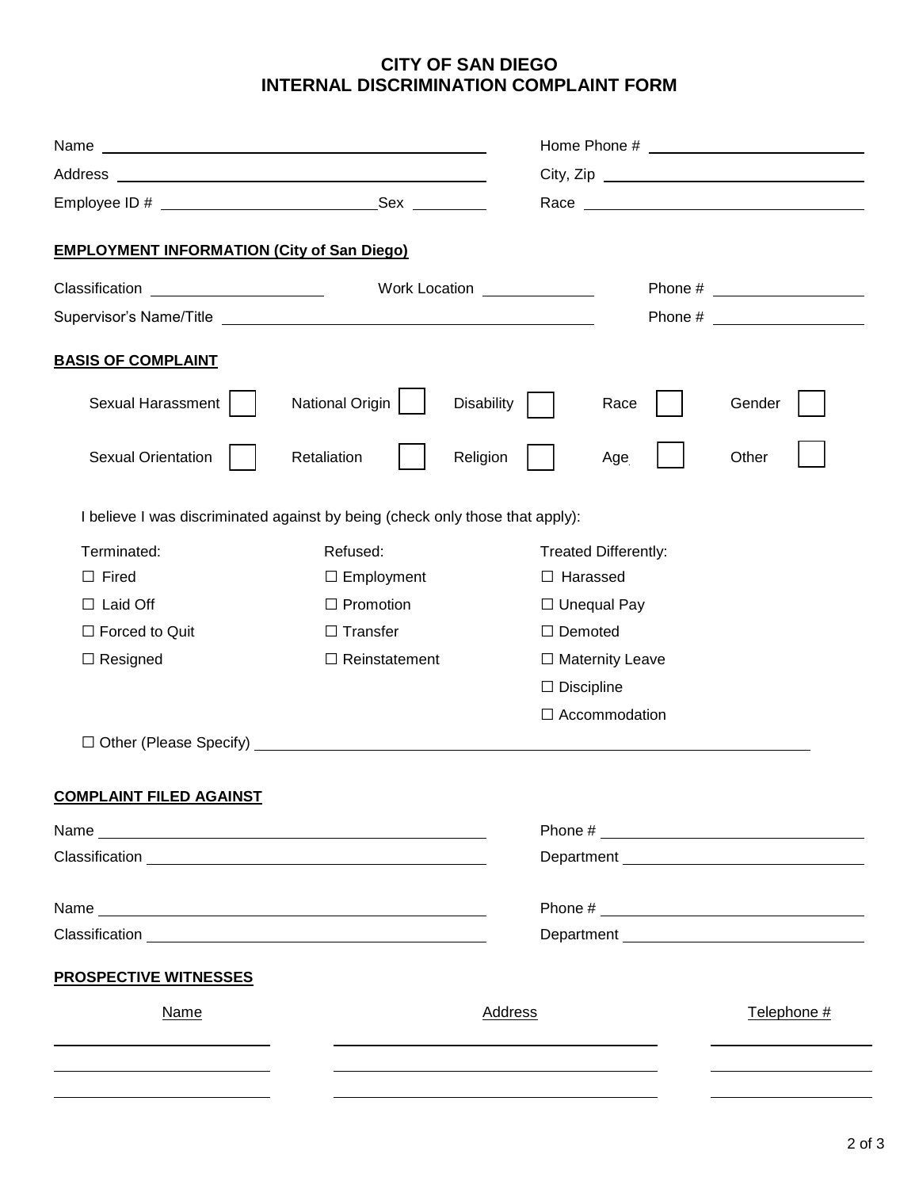# CITY OF SAN DIEGO
# INTERNAL DISCRIMINATION COMPLAINT FORM

Name ______________________________ Home Phone # ______________________________

Address ______________________________ City, Zip ______________________________

Employee ID # ____________________ Sex __________ Race ______________________________

**EMPLOYMENT INFORMATION (City of San Diego)**

Classification ____________________ Work Location ______________ Phone # ______________

Supervisor's Name/Title ______________________________ Phone # ______________

**BASIS OF COMPLAINT**

| | | | | |
|---|---|---|---|---|
| Sexual Harassment ☐ | National Origin ☐ | Disability ☐ | Race ☐ | Gender ☐ |
| Sexual Orientation ☐ | Retaliation ☐ | Religion ☐ | Age ☐ | Other ☐ |

I believe I was discriminated against by being (check only those that apply):

| Terminated: | Refused: | Treated Differently: |
|---|---|---|
| ☐ Fired | ☐ Employment | ☐ Harassed |
| ☐ Laid Off | ☐ Promotion | ☐ Unequal Pay |
| ☐ Forced to Quit | ☐ Transfer | ☐ Demoted |
| ☐ Resigned | ☐ Reinstatement | ☐ Maternity Leave |
| | | ☐ Discipline |
| | | ☐ Accommodation |

☐ Other (Please Specify) ____________________________________________

**COMPLAINT FILED AGAINST**

Name ______________________________ Phone # ______________________________

Classification ______________________________ Department ______________________________

Name ______________________________ Phone # ______________________________

Classification ______________________________ Department ______________________________

**PROSPECTIVE WITNESSES**

| Name | Address | Telephone # |
|---|---|---|
| | | |
| | | |
| | | |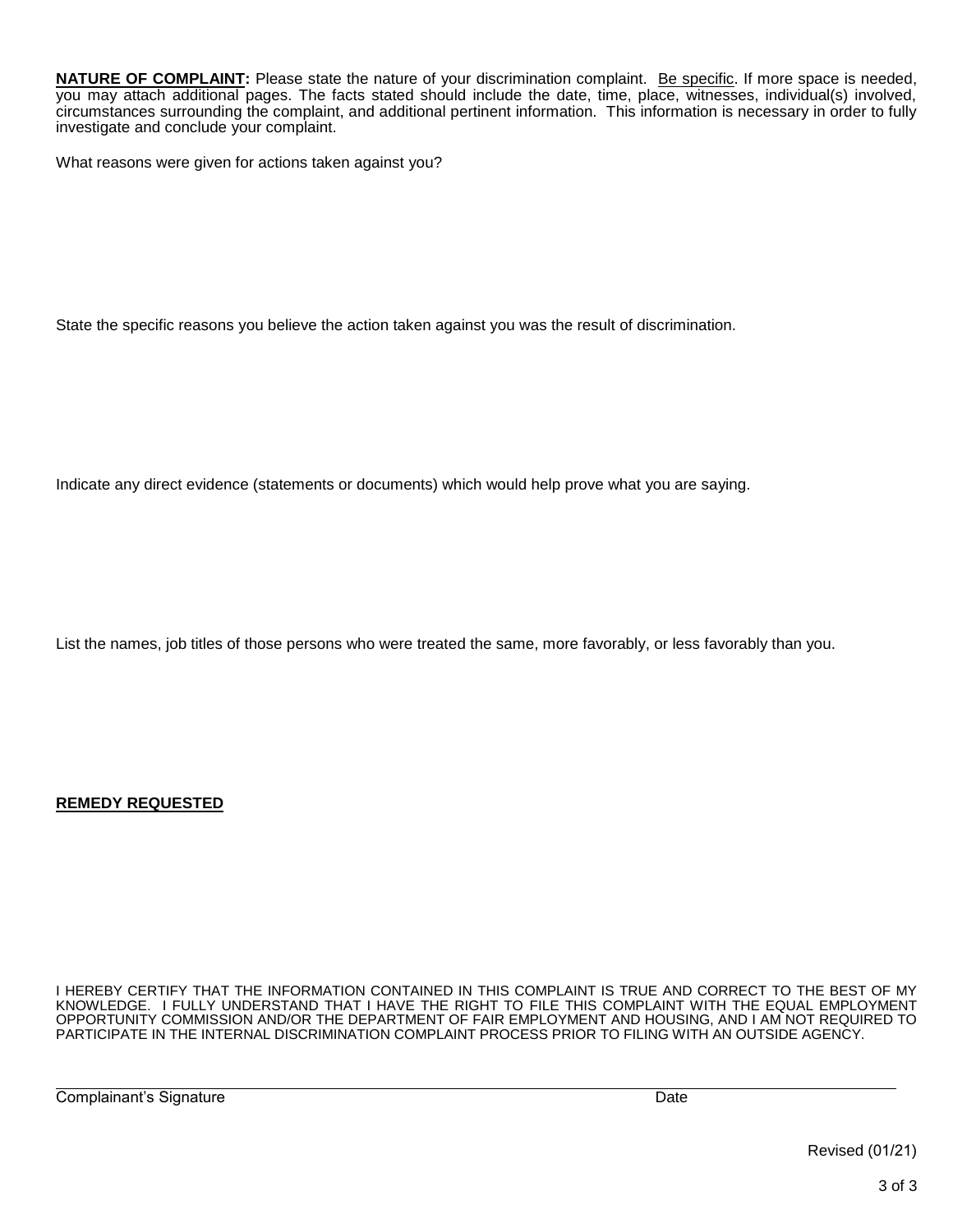**NATURE OF COMPLAINT:** Please state the nature of your discrimination complaint. Be specific. If more space is needed, you may attach additional pages. The facts stated should include the date, time, place, witnesses, individual(s) involved, circumstances surrounding the complaint, and additional pertinent information. This information is necessary in order to fully investigate and conclude your complaint.

What reasons were given for actions taken against you?

State the specific reasons you believe the action taken against you was the result of discrimination.

Indicate any direct evidence (statements or documents) which would help prove what you are saying.

List the names, job titles of those persons who were treated the same, more favorably, or less favorably than you.

**REMEDY REQUESTED**

I HEREBY CERTIFY THAT THE INFORMATION CONTAINED IN THIS COMPLAINT IS TRUE AND CORRECT TO THE BEST OF MY KNOWLEDGE. I FULLY UNDERSTAND THAT I HAVE THE RIGHT TO FILE THIS COMPLAINT WITH THE EQUAL EMPLOYMENT OPPORTUNITY COMMISSION AND/OR THE DEPARTMENT OF FAIR EMPLOYMENT AND HOUSING, AND I AM NOT REQUIRED TO PARTICIPATE IN THE INTERNAL DISCRIMINATION COMPLAINT PROCESS PRIOR TO FILING WITH AN OUTSIDE AGENCY.

Complainant's Signature Date

Revised (01/21)